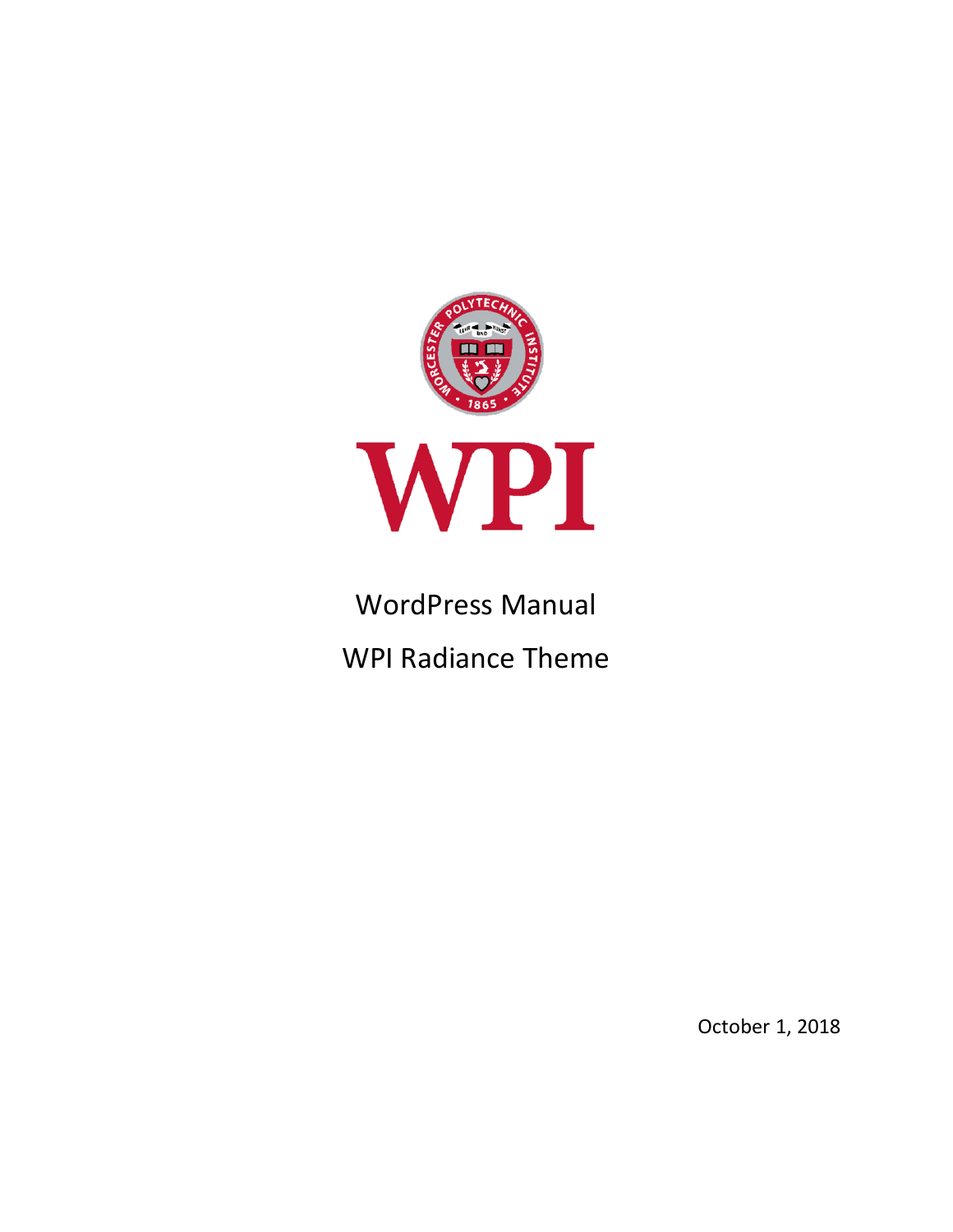# WordPress Manual

## WPI Radiance Theme

October 1, 2018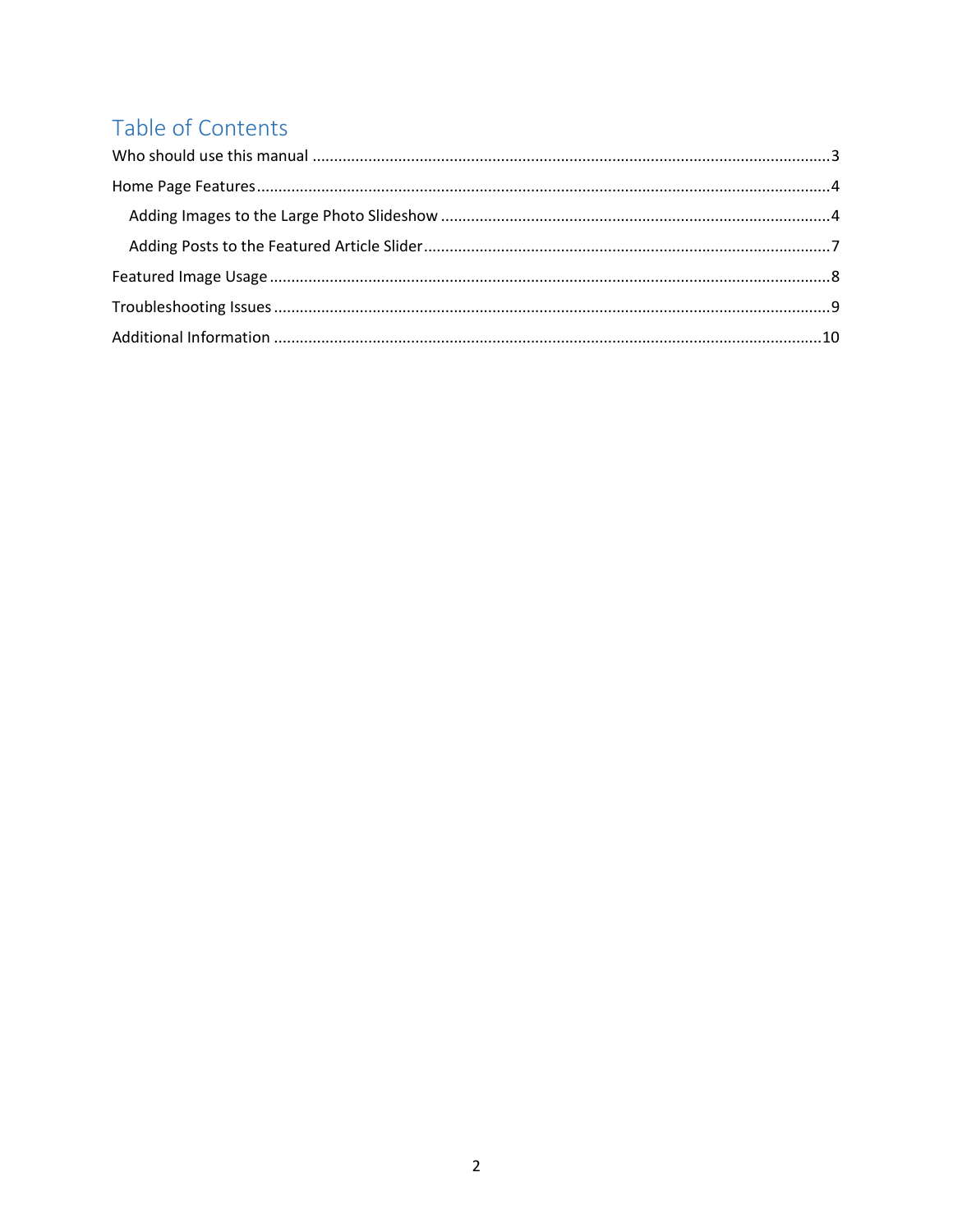# Table of Contents

Who should use this manual .......................................................................................................................3

Home Page Features....................................................................................................................................4

- Adding Images to the Large Photo Slideshow .........................................................................................4
- Adding Posts to the Featured Article Slider.............................................................................................7

Featured Image Usage .................................................................................................................................8

Troubleshooting Issues .................................................................................................................................9

Additional Information ..............................................................................................................................10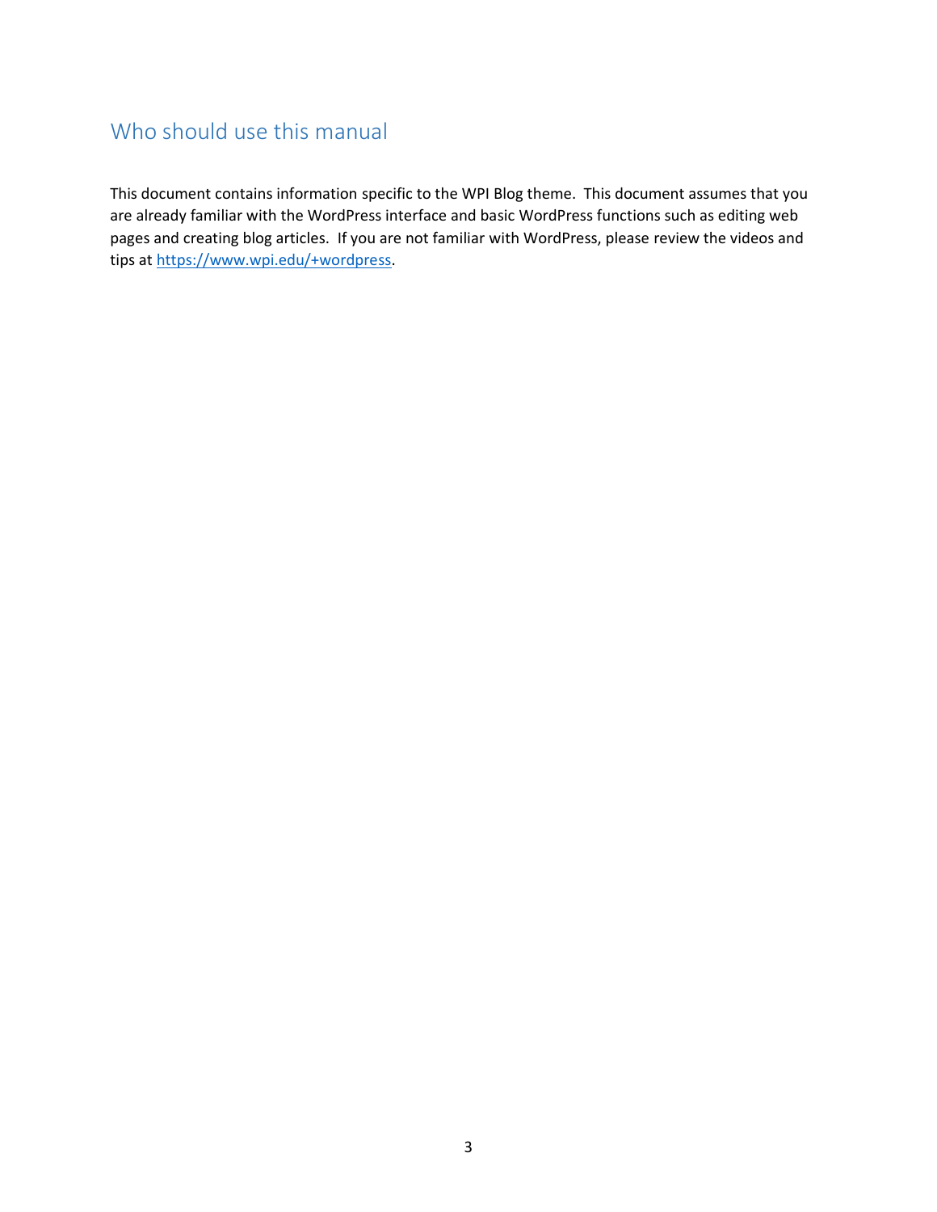## Who should use this manual

This document contains information specific to the WPI Blog theme. This document assumes that you are already familiar with the WordPress interface and basic WordPress functions such as editing web pages and creating blog articles. If you are not familiar with WordPress, please review the videos and tips at [https://www.wpi.edu/+wordpress](https://www.wpi.edu/+wordpress).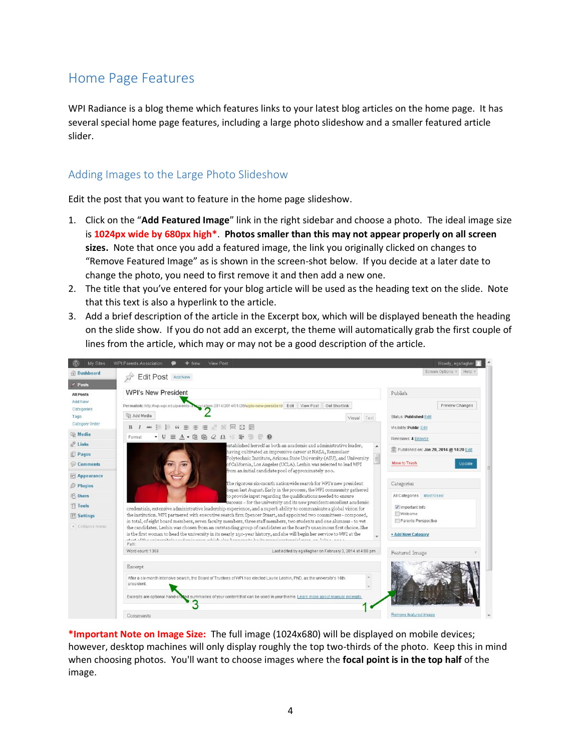# Home Page Features

WPI Radiance is a blog theme which features links to your latest blog articles on the home page. It has several special home page features, including a large photo slideshow and a smaller featured article slider.

## Adding Images to the Large Photo Slideshow

Edit the post that you want to feature in the home page slideshow.

1. Click on the "**Add Featured Image**" link in the right sidebar and choose a photo. The ideal image size is **1024px wide by 680px high***. **Photos smaller than this may not appear properly on all screen sizes.** Note that once you add a featured image, the link you originally clicked on changes to "Remove Featured Image" as is shown in the screen-shot below. If you decide at a later date to change the photo, you need to first remove it and then add a new one.
2. The title that you've entered for your blog article will be used as the heading text on the slide. Note that this text is also a hyperlink to the article.
3. Add a brief description of the article in the Excerpt box, which will be displayed beneath the heading on the slide show. If you do not add an excerpt, the theme will automatically grab the first couple of lines from the article, which may or may not be a good description of the article.

***Important Note on Image Size:** The full image (1024x680) will be displayed on mobile devices; however, desktop machines will only display roughly the top two-thirds of the photo. Keep this in mind when choosing photos. You'll want to choose images where the **focal point is in the top half** of the image.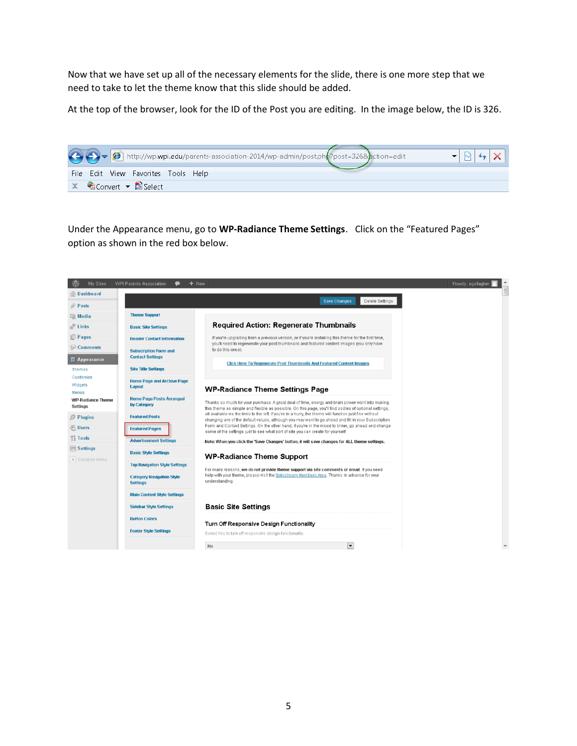Now that we have set up all of the necessary elements for the slide, there is one more step that we need to take to let the theme know that this slide should be added.

At the top of the browser, look for the ID of the Post you are editing. In the image below, the ID is 326.

Under the Appearance menu, go to **WP-Radiance Theme Settings**. Click on the "Featured Pages" option as shown in the red box below.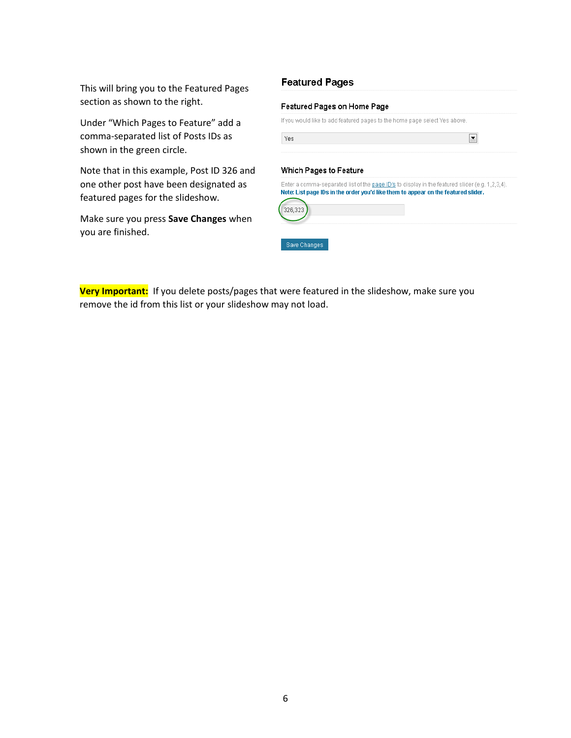This will bring you to the Featured Pages section as shown to the right.

Under "Which Pages to Feature" add a comma-separated list of Posts IDs as shown in the green circle.

Note that in this example, Post ID 326 and one other post have been designated as featured pages for the slideshow.

Make sure you press **Save Changes** when you are finished.

## Featured Pages

### Featured Pages on Home Page

If you would like to add featured pages to the home page select Yes above.

Yes

### Which Pages to Feature

Enter a comma-separated list of the page ID's to display in the featured slider (e.g. 1,2,3,4).
**Note: List page IDs in the order you'd like them to appear on the featured slider.**

326,323

Save Changes

**Very Important:** If you delete posts/pages that were featured in the slideshow, make sure you remove the id from this list or your slideshow may not load.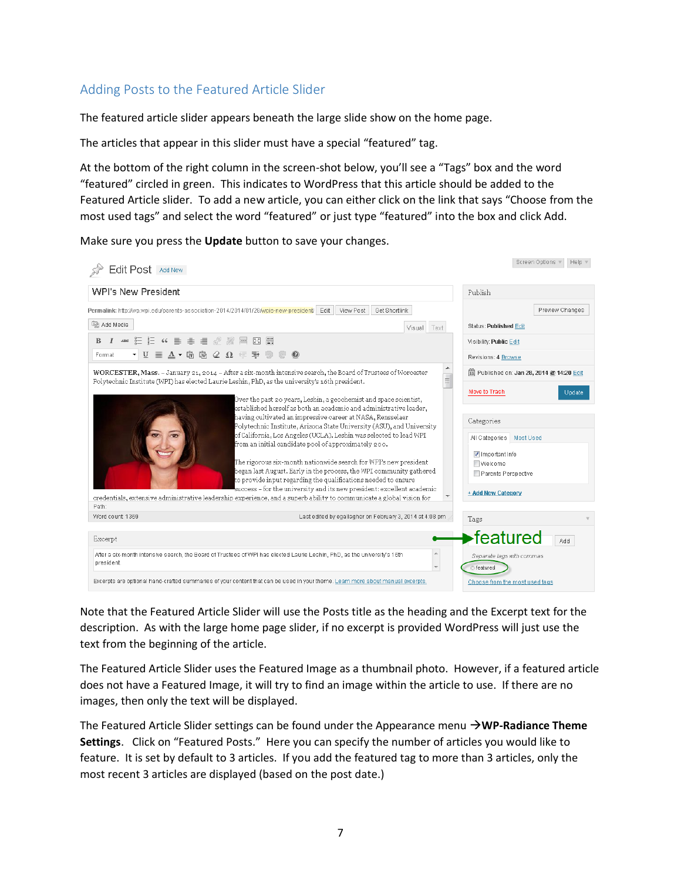## Adding Posts to the Featured Article Slider

The featured article slider appears beneath the large slide show on the home page.

The articles that appear in this slider must have a special "featured" tag.

At the bottom of the right column in the screen-shot below, you'll see a "Tags" box and the word "featured" circled in green. This indicates to WordPress that this article should be added to the Featured Article slider. To add a new article, you can either click on the link that says "Choose from the most used tags" and select the word "featured" or just type "featured" into the box and click Add.

Make sure you press the **Update** button to save your changes.

Note that the Featured Article Slider will use the Posts title as the heading and the Excerpt text for the description. As with the large home page slider, if no excerpt is provided WordPress will just use the text from the beginning of the article.

The Featured Article Slider uses the Featured Image as a thumbnail photo. However, if a featured article does not have a Featured Image, it will try to find an image within the article to use. If there are no images, then only the text will be displayed.

The Featured Article Slider settings can be found under the Appearance menu →**WP-Radiance Theme Settings**. Click on "Featured Posts." Here you can specify the number of articles you would like to feature. It is set by default to 3 articles. If you add the featured tag to more than 3 articles, only the most recent 3 articles are displayed (based on the post date.)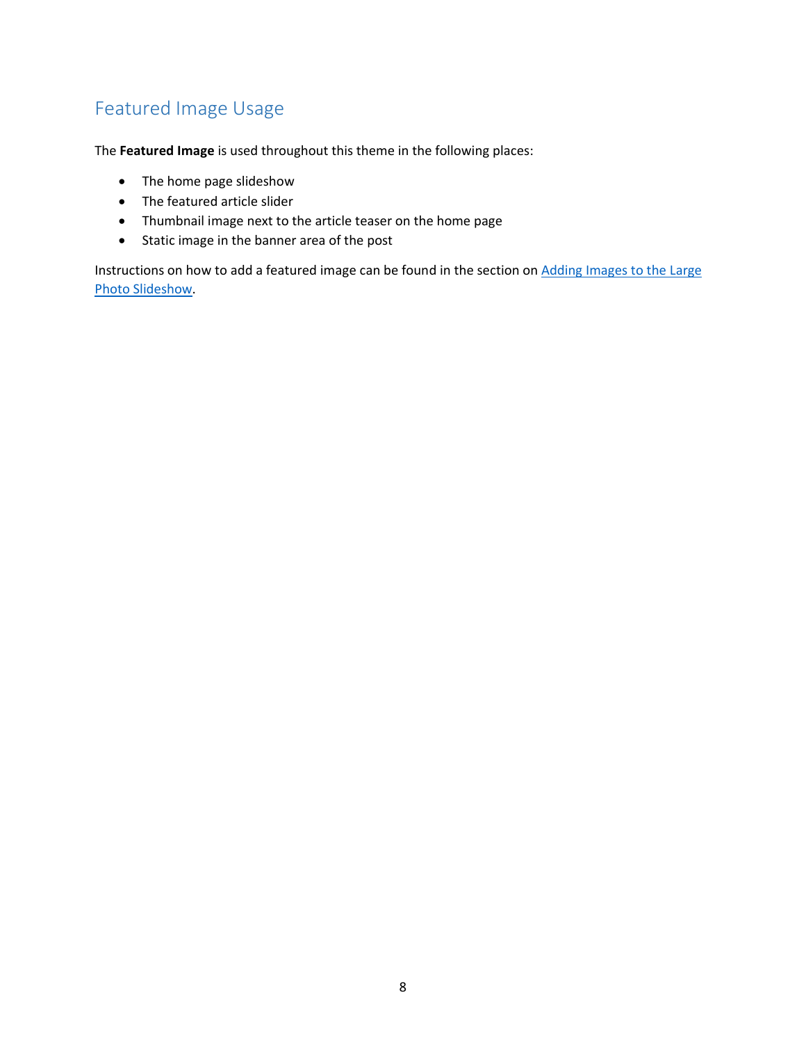## Featured Image Usage

The **Featured Image** is used throughout this theme in the following places:

- The home page slideshow
- The featured article slider
- Thumbnail image next to the article teaser on the home page
- Static image in the banner area of the post

Instructions on how to add a featured image can be found in the section on Adding Images to the Large Photo Slideshow.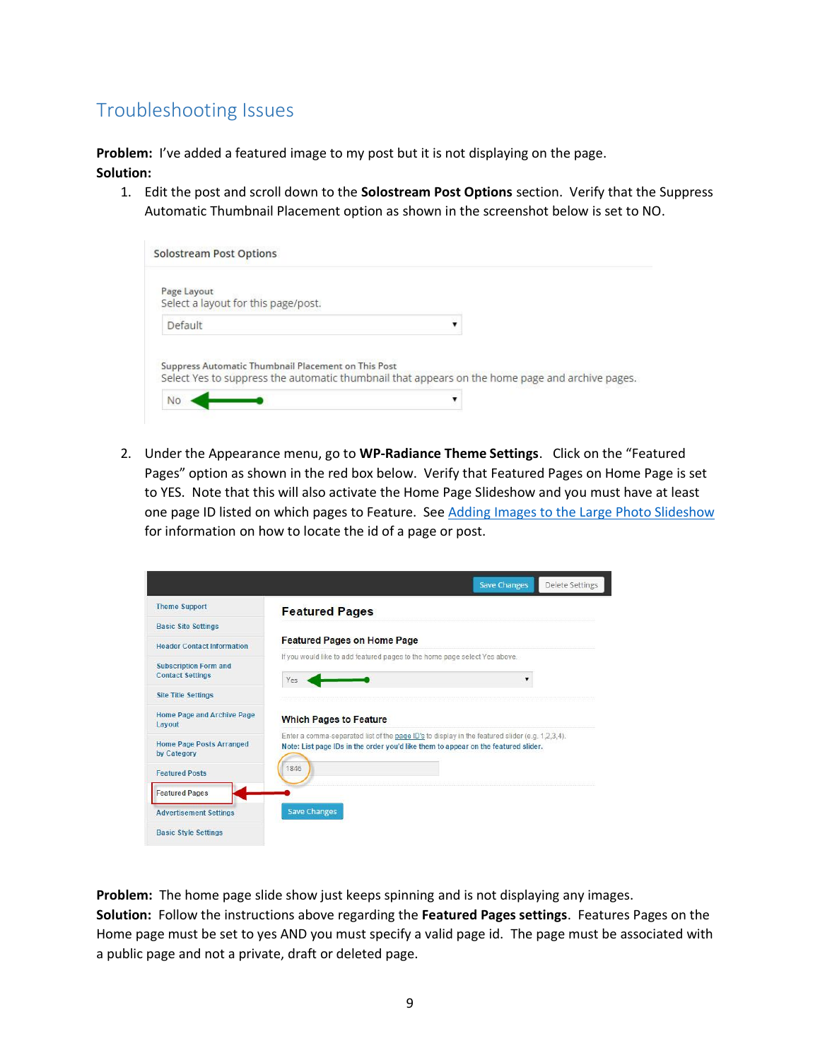## Troubleshooting Issues

**Problem:** I've added a featured image to my post but it is not displaying on the page.
**Solution:**

1. Edit the post and scroll down to the **Solostream Post Options** section. Verify that the Suppress Automatic Thumbnail Placement option as shown in the screenshot below is set to NO.

2. Under the Appearance menu, go to **WP-Radiance Theme Settings**. Click on the "Featured Pages" option as shown in the red box below. Verify that Featured Pages on Home Page is set to YES. Note that this will also activate the Home Page Slideshow and you must have at least one page ID listed on which pages to Feature. See Adding Images to the Large Photo Slideshow for information on how to locate the id of a page or post.

**Problem:** The home page slide show just keeps spinning and is not displaying any images.
**Solution:** Follow the instructions above regarding the **Featured Pages settings**. Features Pages on the Home page must be set to yes AND you must specify a valid page id. The page must be associated with a public page and not a private, draft or deleted page.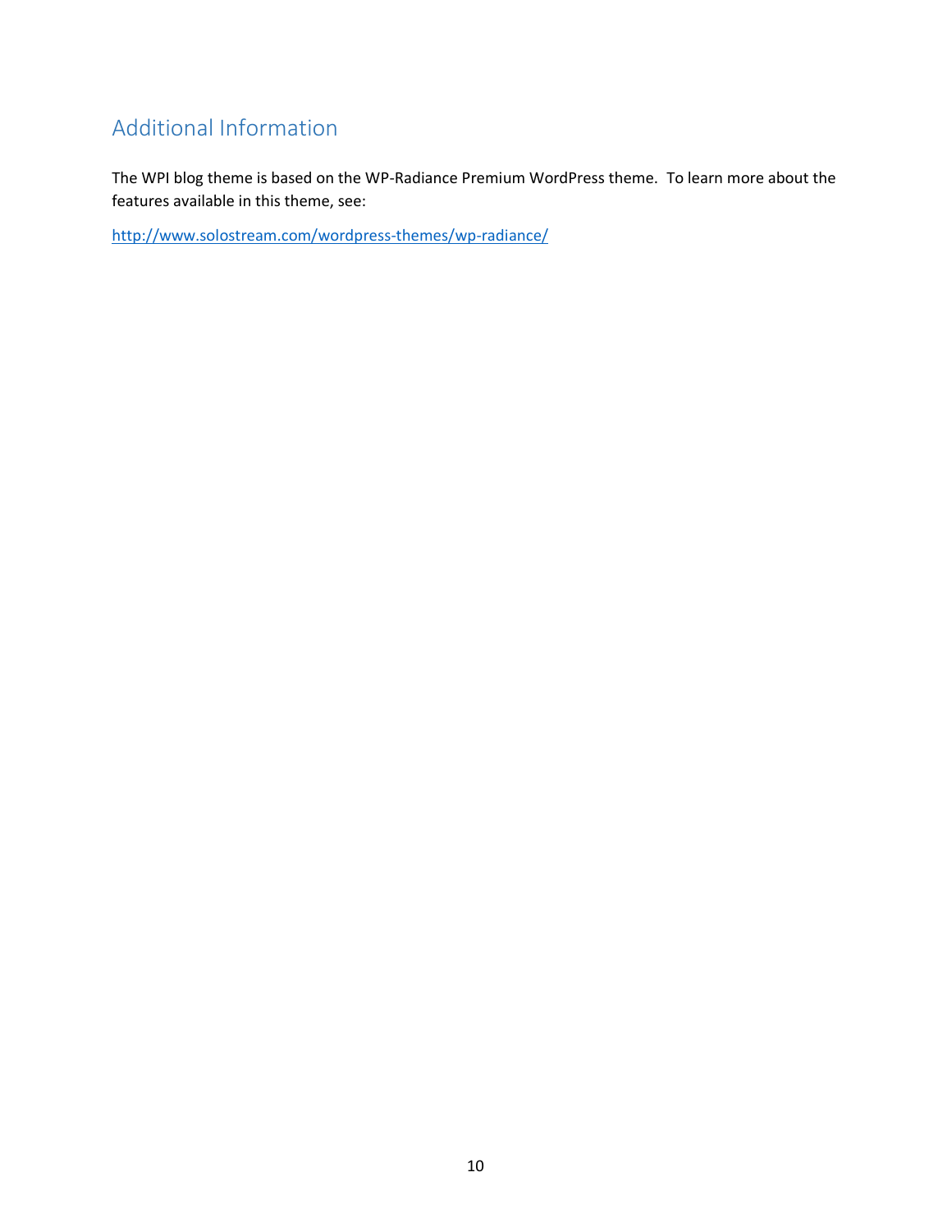## Additional Information

The WPI blog theme is based on the WP-Radiance Premium WordPress theme.  To learn more about the features available in this theme, see:

http://www.solostream.com/wordpress-themes/wp-radiance/